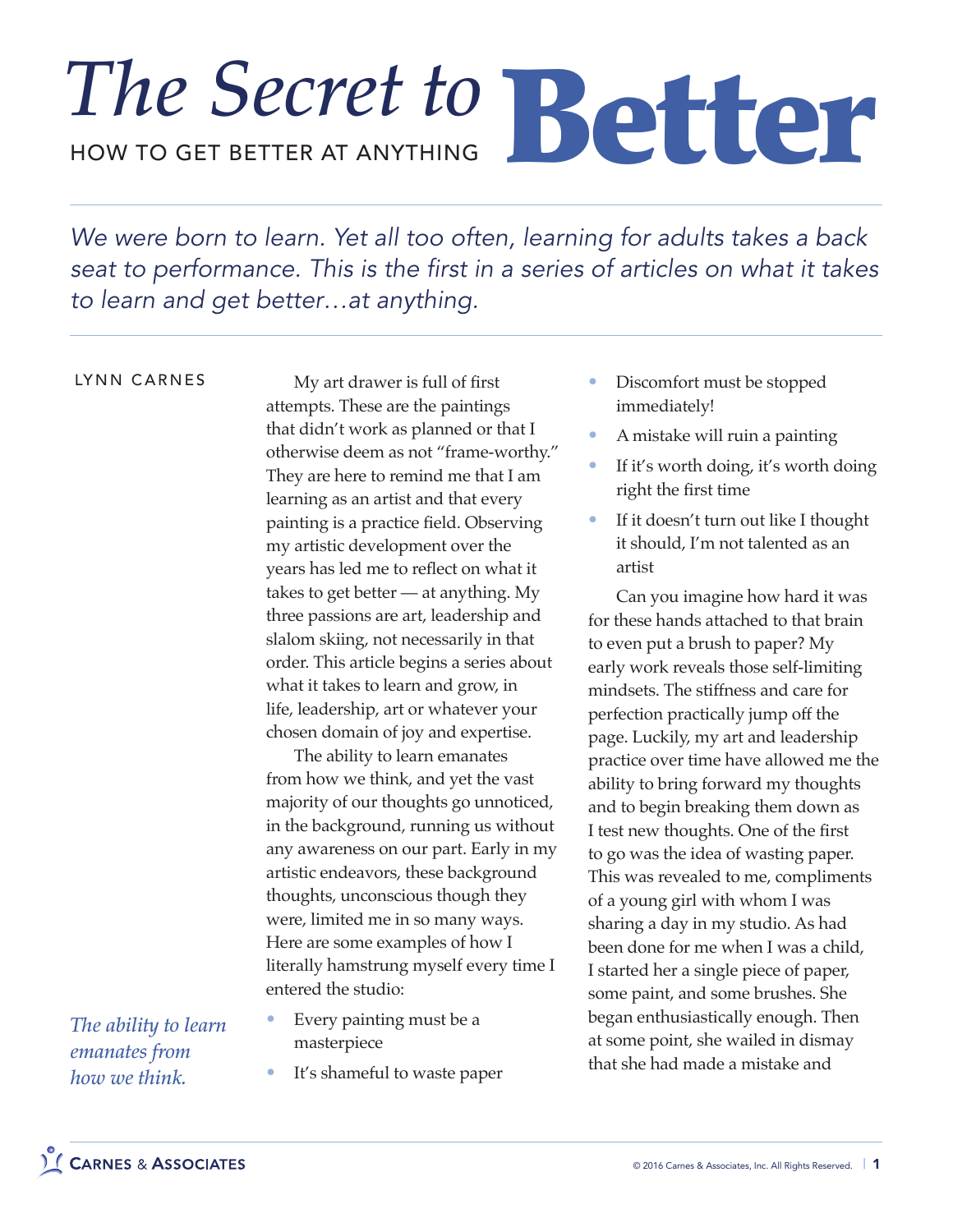# The Secret to Better

## HOW TO GET BETTER AT ANYTHING

*We were born to learn. Yet all too often, learning for adults takes a back seat to performance. This is the first in a series of articles on what it takes to learn and get better…at anything.*

LYNN CARNES

My art drawer is full of first attempts. These are the paintings that didn't work as planned or that I otherwise deem as not "frame-worthy." They are here to remind me that I am learning as an artist and that every painting is a practice field. Observing my artistic development over the years has led me to reflect on what it takes to get better — at anything. My three passions are art, leadership and slalom skiing, not necessarily in that order. This article begins a series about what it takes to learn and grow, in life, leadership, art or whatever your chosen domain of joy and expertise.

The ability to learn emanates from how we think, and yet the vast majority of our thoughts go unnoticed, in the background, running us without any awareness on our part. Early in my artistic endeavors, these background thoughts, unconscious though they were, limited me in so many ways. Here are some examples of how I literally hamstrung myself every time I entered the studio:

*The ability to learn emanates from how we think.*

- Every painting must be a masterpiece
- It's shameful to waste paper
- Discomfort must be stopped immediately!
- A mistake will ruin a painting
- If it's worth doing, it's worth doing right the first time
- If it doesn't turn out like I thought it should, I'm not talented as an artist

Can you imagine how hard it was for these hands attached to that brain to even put a brush to paper? My early work reveals those self-limiting mindsets. The stiffness and care for perfection practically jump off the page. Luckily, my art and leadership practice over time have allowed me the ability to bring forward my thoughts and to begin breaking them down as I test new thoughts. One of the first to go was the idea of wasting paper. This was revealed to me, compliments of a young girl with whom I was sharing a day in my studio. As had been done for me when I was a child, I started her a single piece of paper, some paint, and some brushes. She began enthusiastically enough. Then at some point, she wailed in dismay that she had made a mistake and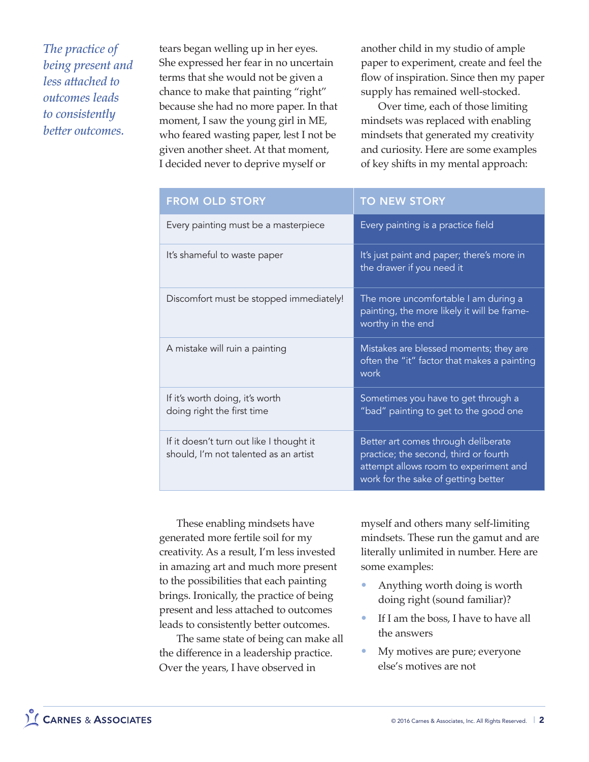*The practice of being present and less attached to outcomes leads to consistently better outcomes.*

tears began welling up in her eyes. She expressed her fear in no uncertain terms that she would not be given a chance to make that painting "right" because she had no more paper. In that moment, I saw the young girl in ME, who feared wasting paper, lest I not be given another sheet. At that moment, I decided never to deprive myself or another child in my studio of ample paper to experiment, create and feel the flow of inspiration. Since then my paper supply has remained well-stocked.

Over time, each of those limiting mindsets was replaced with enabling mindsets that generated my creativity and curiosity. Here are some examples of key shifts in my mental approach:

| FROM OLD STORY | TO NEW STORY |
|---|---|
| Every painting must be a masterpiece | Every painting is a practice field |
| It's shameful to waste paper | It's just paint and paper; there's more in the drawer if you need it |
| Discomfort must be stopped immediately! | The more uncomfortable I am during a painting, the more likely it will be frame-worthy in the end |
| A mistake will ruin a painting | Mistakes are blessed moments; they are often the "it" factor that makes a painting work |
| If it's worth doing, it's worth doing right the first time | Sometimes you have to get through a "bad" painting to get to the good one |
| If it doesn't turn out like I thought it should, I'm not talented as an artist | Better art comes through deliberate practice; the second, third or fourth attempt allows room to experiment and work for the sake of getting better |

These enabling mindsets have generated more fertile soil for my creativity. As a result, I'm less invested in amazing art and much more present to the possibilities that each painting brings. Ironically, the practice of being present and less attached to outcomes leads to consistently better outcomes.

The same state of being can make all the difference in a leadership practice. Over the years, I have observed in myself and others many self-limiting mindsets. These run the gamut and are literally unlimited in number. Here are some examples:

- Anything worth doing is worth doing right (sound familiar)?
- If I am the boss, I have to have all the answers
- My motives are pure; everyone else's motives are not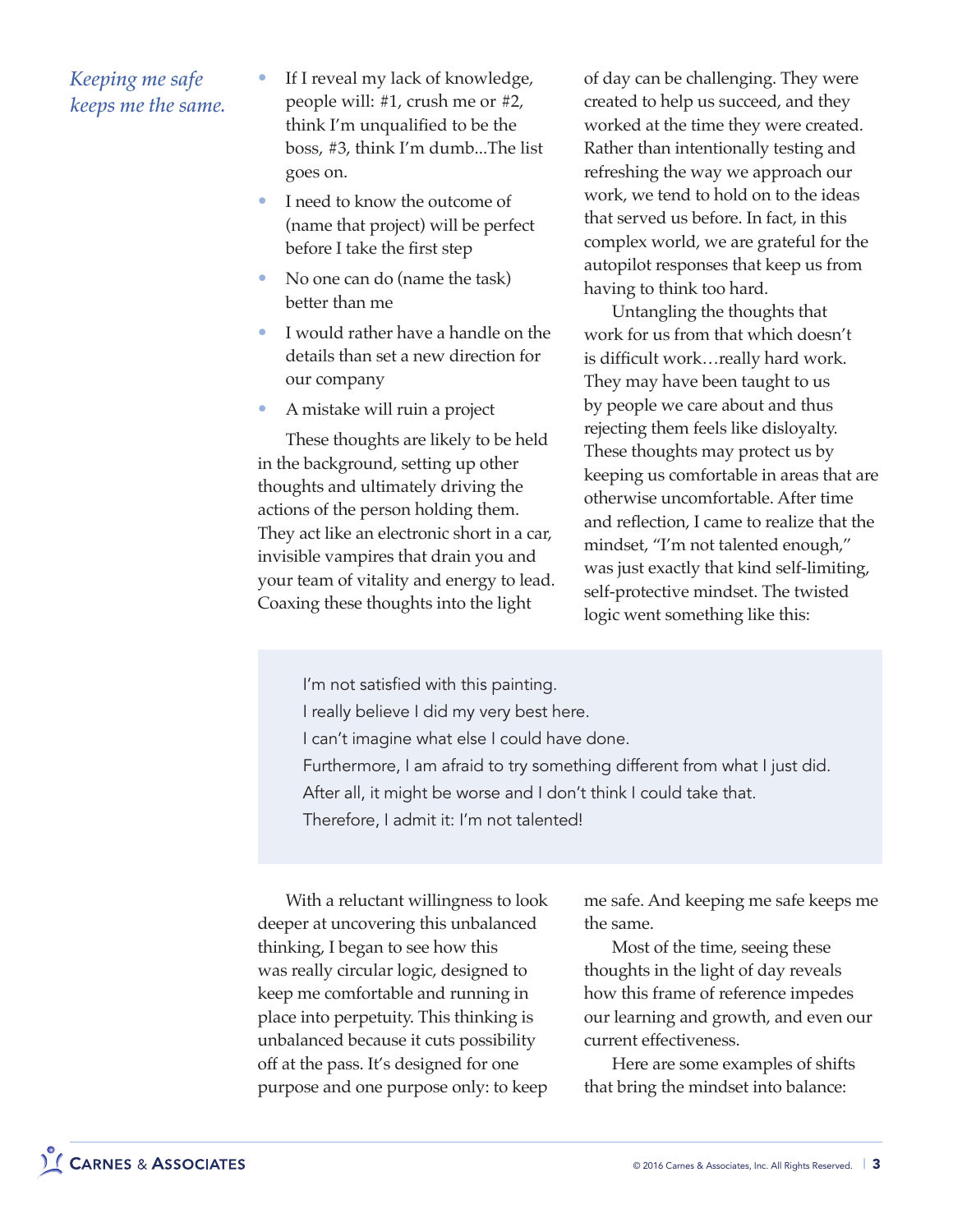*Keeping me safe keeps me the same.*

- If I reveal my lack of knowledge, people will: #1, crush me or #2, think I'm unqualified to be the boss, #3, think I'm dumb...The list goes on.
- I need to know the outcome of (name that project) will be perfect before I take the first step
- No one can do (name the task) better than me
- I would rather have a handle on the details than set a new direction for our company
- A mistake will ruin a project

These thoughts are likely to be held in the background, setting up other thoughts and ultimately driving the actions of the person holding them. They act like an electronic short in a car, invisible vampires that drain you and your team of vitality and energy to lead. Coaxing these thoughts into the light of day can be challenging. They were created to help us succeed, and they worked at the time they were created. Rather than intentionally testing and refreshing the way we approach our work, we tend to hold on to the ideas that served us before. In fact, in this complex world, we are grateful for the autopilot responses that keep us from having to think too hard.

Untangling the thoughts that work for us from that which doesn't is difficult work…really hard work. They may have been taught to us by people we care about and thus rejecting them feels like disloyalty. These thoughts may protect us by keeping us comfortable in areas that are otherwise uncomfortable. After time and reflection, I came to realize that the mindset, "I'm not talented enough," was just exactly that kind self-limiting, self-protective mindset. The twisted logic went something like this:

> I'm not satisfied with this painting.
> I really believe I did my very best here.
> I can't imagine what else I could have done.
> Furthermore, I am afraid to try something different from what I just did.
> After all, it might be worse and I don't think I could take that.
> Therefore, I admit it: I'm not talented!

With a reluctant willingness to look deeper at uncovering this unbalanced thinking, I began to see how this was really circular logic, designed to keep me comfortable and running in place into perpetuity. This thinking is unbalanced because it cuts possibility off at the pass. It's designed for one purpose and one purpose only: to keep me safe. And keeping me safe keeps me the same.

Most of the time, seeing these thoughts in the light of day reveals how this frame of reference impedes our learning and growth, and even our current effectiveness.

Here are some examples of shifts that bring the mindset into balance: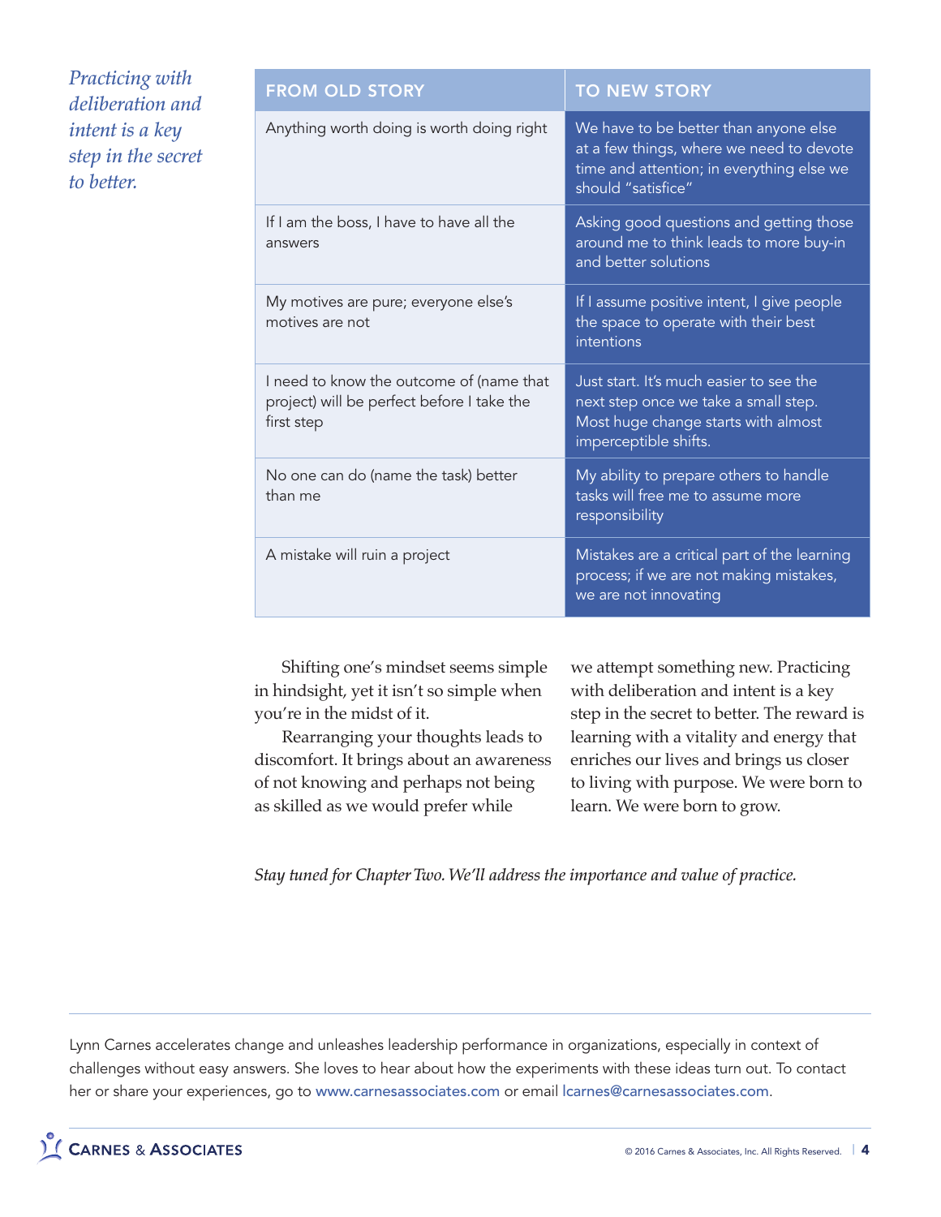*Practicing with deliberation and intent is a key step in the secret to better.*

| FROM OLD STORY | TO NEW STORY |
|---|---|
| Anything worth doing is worth doing right | We have to be better than anyone else at a few things, where we need to devote time and attention; in everything else we should "satisfice" |
| If I am the boss, I have to have all the answers | Asking good questions and getting those around me to think leads to more buy-in and better solutions |
| My motives are pure; everyone else's motives are not | If I assume positive intent, I give people the space to operate with their best intentions |
| I need to know the outcome of (name that project) will be perfect before I take the first step | Just start. It's much easier to see the next step once we take a small step. Most huge change starts with almost imperceptible shifts. |
| No one can do (name the task) better than me | My ability to prepare others to handle tasks will free me to assume more responsibility |
| A mistake will ruin a project | Mistakes are a critical part of the learning process; if we are not making mistakes, we are not innovating |

Shifting one's mindset seems simple in hindsight, yet it isn't so simple when you're in the midst of it.

Rearranging your thoughts leads to discomfort. It brings about an awareness of not knowing and perhaps not being as skilled as we would prefer while we attempt something new. Practicing with deliberation and intent is a key step in the secret to better. The reward is learning with a vitality and energy that enriches our lives and brings us closer to living with purpose. We were born to learn. We were born to grow.

*Stay tuned for Chapter Two. We'll address the importance and value of practice.*

---

Lynn Carnes accelerates change and unleashes leadership performance in organizations, especially in context of challenges without easy answers. She loves to hear about how the experiments with these ideas turn out. To contact her or share your experiences, go to www.carnesassociates.com or email lcarnes@carnesassociates.com.

CARNES & ASSOCIATES

© 2016 Carnes & Associates, Inc. All Rights Reserved.